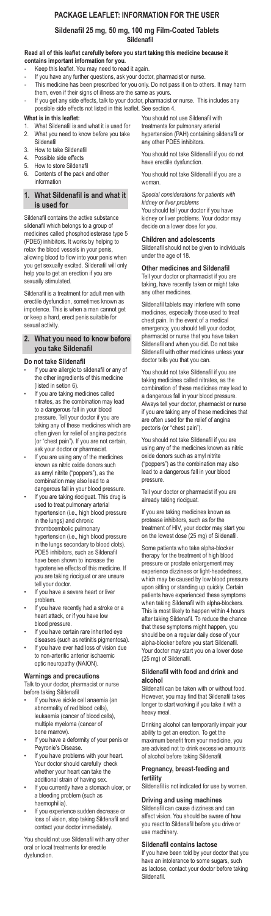# PACKAGE LEAFLET: INFORMATION FOR THE USER

## Sildenafil 25 mg, 50 mg, 100 mg Film-Coated Tablets

**Sildenafil**

**Read all of this leaflet carefully before you start taking this medicine because it contains important information for you.**

- Keep this leaflet. You may need to read it again.
- If you have any further questions, ask your doctor, pharmacist or nurse.
- This medicine has been prescribed for you only. Do not pass it on to others. It may harm them, even if their signs of illness are the same as yours.
- If you get any side effects, talk to your doctor, pharmacist or nurse. This includes any possible side effects not listed in this leaflet. See section 4.

**What is in this leaflet:**

1. What Sildenafil is and what it is used for
2. What you need to know before you take Sildenafil
3. How to take Sildenafil
4. Possible side effects
5. How to store Sildenafil
6. Contents of the pack and other information

## 1. What Sildenafil is and what it is used for

Sildenafil contains the active substance sildenafil which belongs to a group of medicines called phosphodiesterase type 5 (PDE5) inhibitors. It works by helping to relax the blood vessels in your penis, allowing blood to flow into your penis when you get sexually excited. Sildenafil will only help you to get an erection if you are sexually stimulated.

Sildenafil is a treatment for adult men with erectile dysfunction, sometimes known as impotence. This is when a man cannot get or keep a hard, erect penis suitable for sexual activity.

## 2. What you need to know before you take Sildenafil

### Do not take Sildenafil

- If you are allergic to sildenafil or any of the other ingredients of this medicine (listed in section 6).
- If you are taking medicines called nitrates, as the combination may lead to a dangerous fall in your blood pressure. Tell your doctor if you are taking any of these medicines which are often given for relief of angina pectoris (or "chest pain"). If you are not certain, ask your doctor or pharmacist.
- If you are using any of the medicines known as nitric oxide donors such as amyl nitrite ("poppers"), as the combination may also lead to a dangerous fall in your blood pressure.
- If you are taking riociguat. This drug is used to treat pulmonary arterial hypertension (i.e., high blood pressure in the lungs) and chronic thromboembolic pulmonary hypertension (i.e., high blood pressure in the lungs secondary to blood clots). PDE5 inhibitors, such as Sildenafil have been shown to increase the hypotensive effects of this medicine. If you are taking riociguat or are unsure tell your doctor.
- If you have a severe heart or liver problem.
- If you have recently had a stroke or a heart attack, or if you have low blood pressure.
- If you have certain rare inherited eye diseases (such as retinitis pigmentosa).
- If you have ever had loss of vision due to non-arteritic anterior ischaemic optic neuropathy (NAION).

### Warnings and precautions

Talk to your doctor, pharmacist or nurse before taking Sildenafil

- If you have sickle cell anaemia (an abnormality of red blood cells), leukaemia (cancer of blood cells), multiple myeloma (cancer of bone marrow).
- If you have a deformity of your penis or Peyronie's Disease.
- If you have problems with your heart. Your doctor should carefully check whether your heart can take the additional strain of having sex.
- If you currently have a stomach ulcer, or a bleeding problem (such as haemophilia).
- If you experience sudden decrease or loss of vision, stop taking Sildenafil and contact your doctor immediately.

You should not use Sildenafil with any other oral or local treatments for erectile dysfunction.

You should not use Sildenafil with treatments for pulmonary arterial hypertension (PAH) containing sildenafil or any other PDE5 inhibitors.

You should not take Sildenafil if you do not have erectile dysfunction.

You should not take Sildenafil if you are a woman.

*Special considerations for patients with kidney or liver problems*

You should tell your doctor if you have kidney or liver problems. Your doctor may decide on a lower dose for you.

### Children and adolescents

Sildenafil should not be given to individuals under the age of 18.

### Other medicines and Sildenafil

Tell your doctor or pharmacist if you are taking, have recently taken or might take any other medicines.

Sildenafil tablets may interfere with some medicines, especially those used to treat chest pain. In the event of a medical emergency, you should tell your doctor, pharmacist or nurse that you have taken Sildenafil and when you did. Do not take Sildenafil with other medicines unless your doctor tells you that you can.

You should not take Sildenafil if you are taking medicines called nitrates, as the combination of these medicines may lead to a dangerous fall in your blood pressure. Always tell your doctor, pharmacist or nurse if you are taking any of these medicines that are often used for the relief of angina pectoris (or "chest pain").

You should not take Sildenafil if you are using any of the medicines known as nitric oxide donors such as amyl nitrite ("poppers") as the combination may also lead to a dangerous fall in your blood pressure.

Tell your doctor or pharmacist if you are already taking riociguat.

If you are taking medicines known as protease inhibitors, such as for the treatment of HIV, your doctor may start you on the lowest dose (25 mg) of Sildenafil.

Some patients who take alpha-blocker therapy for the treatment of high blood pressure or prostate enlargement may experience dizziness or light-headedness, which may be caused by low blood pressure upon sitting or standing up quickly. Certain patients have experienced these symptoms when taking Sildenafil with alpha-blockers. This is most likely to happen within 4 hours after taking Sildenafil. To reduce the chance that these symptoms might happen, you should be on a regular daily dose of your alpha-blocker before you start Sildenafil. Your doctor may start you on a lower dose (25 mg) of Sildenafil.

### Sildenafil with food and drink and alcohol

Sildenafil can be taken with or without food. However, you may find that Sildenafil takes longer to start working if you take it with a heavy meal.

Drinking alcohol can temporarily impair your ability to get an erection. To get the maximum benefit from your medicine, you are advised not to drink excessive amounts of alcohol before taking Sildenafil.

### Pregnancy, breast-feeding and fertility

Sildenafil is not indicated for use by women.

### Driving and using machines

Sildenafil can cause dizziness and can affect vision. You should be aware of how you react to Sildenafil before you drive or use machinery.

### Sildenafil contains lactose

If you have been told by your doctor that you have an intolerance to some sugars, such as lactose, contact your doctor before taking Sildenafil.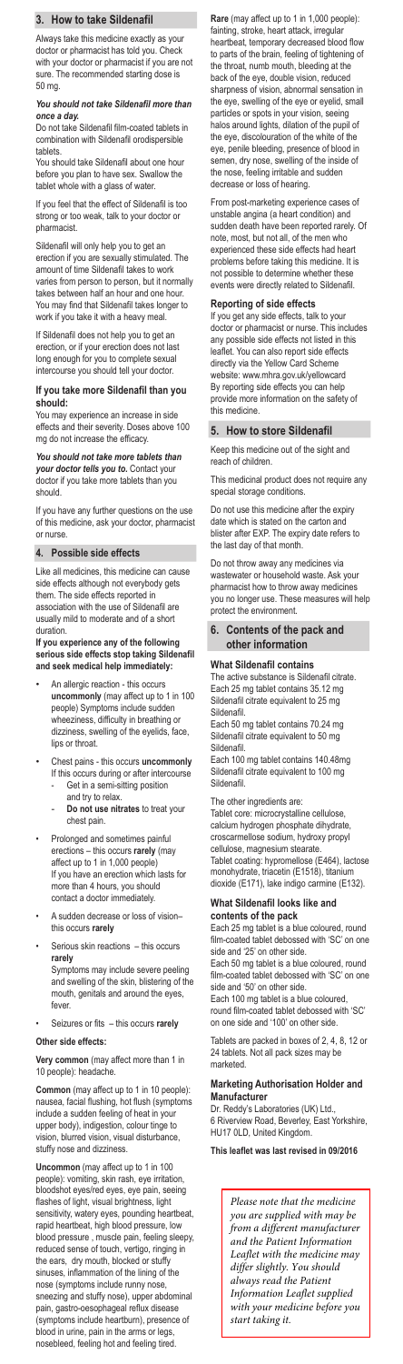## 3. How to take Sildenafil

Always take this medicine exactly as your doctor or pharmacist has told you. Check with your doctor or pharmacist if you are not sure. The recommended starting dose is 50 mg.

***You should not take Sildenafil more than once a day.***

Do not take Sildenafil film-coated tablets in combination with Sildenafil orodispersible tablets.

You should take Sildenafil about one hour before you plan to have sex. Swallow the tablet whole with a glass of water.

If you feel that the effect of Sildenafil is too strong or too weak, talk to your doctor or pharmacist.

Sildenafil will only help you to get an erection if you are sexually stimulated. The amount of time Sildenafil takes to work varies from person to person, but it normally takes between half an hour and one hour. You may find that Sildenafil takes longer to work if you take it with a heavy meal.

If Sildenafil does not help you to get an erection, or if your erection does not last long enough for you to complete sexual intercourse you should tell your doctor.

### If you take more Sildenafil than you should:

You may experience an increase in side effects and their severity. Doses above 100 mg do not increase the efficacy.

***You should not take more tablets than your doctor tells you to.*** Contact your doctor if you take more tablets than you should.

If you have any further questions on the use of this medicine, ask your doctor, pharmacist or nurse.

## 4. Possible side effects

Like all medicines, this medicine can cause side effects although not everybody gets them. The side effects reported in association with the use of Sildenafil are usually mild to moderate and of a short duration.

**If you experience any of the following serious side effects stop taking Sildenafil and seek medical help immediately:**

- An allergic reaction - this occurs **uncommonly** (may affect up to 1 in 100 people) Symptoms include sudden wheeziness, difficulty in breathing or dizziness, swelling of the eyelids, face, lips or throat.
- Chest pains - this occurs **uncommonly** If this occurs during or after intercourse
  - Get in a semi-sitting position and try to relax.
  - **Do not use nitrates** to treat your chest pain.
- Prolonged and sometimes painful erections – this occurs **rarely** (may affect up to 1 in 1,000 people) If you have an erection which lasts for more than 4 hours, you should contact a doctor immediately.
- A sudden decrease or loss of vision– this occurs **rarely**
- Serious skin reactions – this occurs **rarely**
  Symptoms may include severe peeling and swelling of the skin, blistering of the mouth, genitals and around the eyes, fever.
- Seizures or fits – this occurs **rarely**

**Other side effects:**

**Very common** (may affect more than 1 in 10 people): headache.

**Common** (may affect up to 1 in 10 people): nausea, facial flushing, hot flush (symptoms include a sudden feeling of heat in your upper body), indigestion, colour tinge to vision, blurred vision, visual disturbance, stuffy nose and dizziness.

**Uncommon** (may affect up to 1 in 100 people): vomiting, skin rash, eye irritation, bloodshot eyes/red eyes, eye pain, seeing flashes of light, visual brightness, light sensitivity, watery eyes, pounding heartbeat, rapid heartbeat, high blood pressure, low blood pressure , muscle pain, feeling sleepy, reduced sense of touch, vertigo, ringing in the ears, dry mouth, blocked or stuffy sinuses, inflammation of the lining of the nose (symptoms include runny nose, sneezing and stuffy nose), upper abdominal pain, gastro-oesophageal reflux disease (symptoms include heartburn), presence of blood in urine, pain in the arms or legs, nosebleed, feeling hot and feeling tired.

**Rare** (may affect up to 1 in 1,000 people): fainting, stroke, heart attack, irregular heartbeat, temporary decreased blood flow to parts of the brain, feeling of tightening of the throat, numb mouth, bleeding at the back of the eye, double vision, reduced sharpness of vision, abnormal sensation in the eye, swelling of the eye or eyelid, small particles or spots in your vision, seeing halos around lights, dilation of the pupil of the eye, discolouration of the white of the eye, penile bleeding, presence of blood in semen, dry nose, swelling of the inside of the nose, feeling irritable and sudden decrease or loss of hearing.

From post-marketing experience cases of unstable angina (a heart condition) and sudden death have been reported rarely. Of note, most, but not all, of the men who experienced these side effects had heart problems before taking this medicine. It is not possible to determine whether these events were directly related to Sildenafil.

### Reporting of side effects

If you get any side effects, talk to your doctor or pharmacist or nurse. This includes any possible side effects not listed in this leaflet. You can also report side effects directly via the Yellow Card Scheme website: www.mhra.gov.uk/yellowcard
By reporting side effects you can help provide more information on the safety of this medicine.

## 5. How to store Sildenafil

Keep this medicine out of the sight and reach of children.

This medicinal product does not require any special storage conditions.

Do not use this medicine after the expiry date which is stated on the carton and blister after EXP. The expiry date refers to the last day of that month.

Do not throw away any medicines via wastewater or household waste. Ask your pharmacist how to throw away medicines you no longer use. These measures will help protect the environment.

## 6. Contents of the pack and other information

### What Sildenafil contains

The active substance is Sildenafil citrate.
Each 25 mg tablet contains 35.12 mg Sildenafil citrate equivalent to 25 mg Sildenafil.
Each 50 mg tablet contains 70.24 mg Sildenafil citrate equivalent to 50 mg Sildenafil.
Each 100 mg tablet contains 140.48mg Sildenafil citrate equivalent to 100 mg Sildenafil.

The other ingredients are:
Tablet core: microcrystalline cellulose, calcium hydrogen phosphate dihydrate, croscarmellose sodium, hydroxy propyl cellulose, magnesium stearate.
Tablet coating: hypromellose (E464), lactose monohydrate, triacetin (E1518), titanium dioxide (E171), lake indigo carmine (E132).

### What Sildenafil looks like and contents of the pack

Each 25 mg tablet is a blue coloured, round film-coated tablet debossed with 'SC' on one side and '25' on other side.
Each 50 mg tablet is a blue coloured, round film-coated tablet debossed with 'SC' on one side and '50' on other side.
Each 100 mg tablet is a blue coloured, round film-coated tablet debossed with 'SC' on one side and '100' on other side.

Tablets are packed in boxes of 2, 4, 8, 12 or 24 tablets. Not all pack sizes may be marketed.

### Marketing Authorisation Holder and Manufacturer

Dr. Reddy's Laboratories (UK) Ltd.,
6 Riverview Road, Beverley, East Yorkshire, HU17 0LD, United Kingdom.

**This leaflet was last revised in 09/2016**

*Please note that the medicine you are supplied with may be from a different manufacturer and the Patient Information Leaflet with the medicine may differ slightly. You should always read the Patient Information Leaflet supplied with your medicine before you start taking it.*